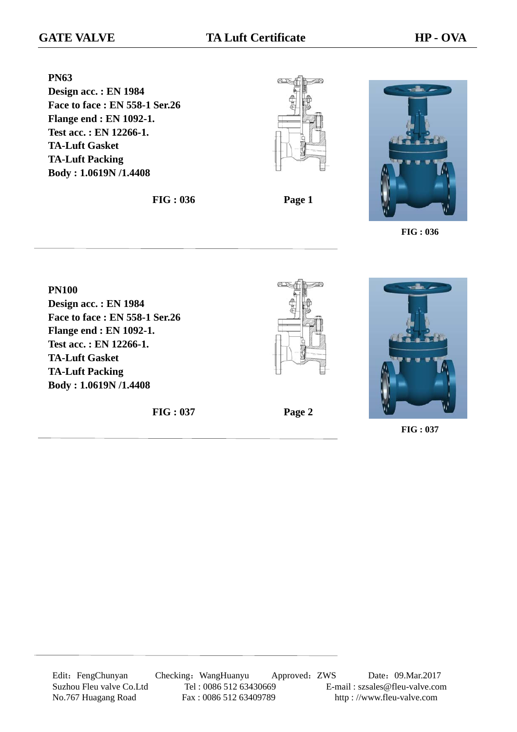**GATE VALVE** **TA Luft Certificate** **HP - OVA**

**PN63**
**Design acc. : EN 1984**
**Face to face : EN 558-1 Ser.26**
**Flange end : EN 1092-1.**
**Test acc. : EN 12266-1.**
**TA-Luft Gasket**
**TA-Luft Packing**
**Body : 1.0619N /1.4408**

**FIG : 036** **Page 1**

**FIG : 036**

---

**PN100**
**Design acc. : EN 1984**
**Face to face : EN 558-1 Ser.26**
**Flange end : EN 1092-1.**
**Test acc. : EN 12266-1.**
**TA-Luft Gasket**
**TA-Luft Packing**
**Body : 1.0619N /1.4408**

**FIG : 037** **Page 2**

**FIG : 037**

---

Edit：FengChunyan Checking：WangHuanyu Approved：ZWS Date：09.Mar.2017

Suzhou Fleu valve Co.Ltd Tel : 0086 512 63430669 E-mail : szsales@fleu-valve.com

No.767 Huagang Road Fax : 0086 512 63409789 http : //www.fleu-valve.com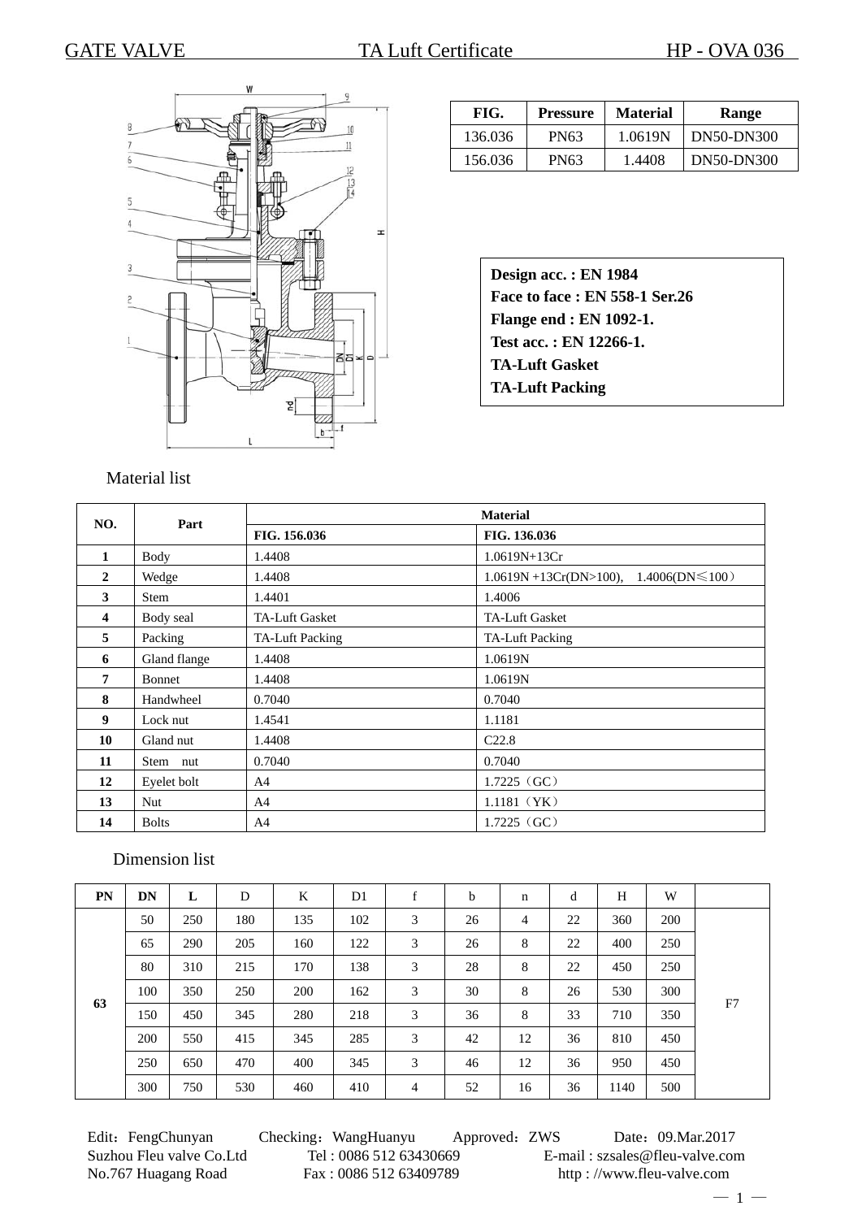# GATE VALVE — TA Luft Certificate — HP - OVA 036

| FIG. | Pressure | Material | Range |
|---|---|---|---|
| 136.036 | PN63 | 1.0619N | DN50-DN300 |
| 156.036 | PN63 | 1.4408 | DN50-DN300 |

**Design acc. : EN 1984**
**Face to face : EN 558-1 Ser.26**
**Flange end : EN 1092-1.**
**Test acc. : EN 12266-1.**
**TA-Luft Gasket**
**TA-Luft Packing**

## Material list

| NO. | Part | Material | |
|---|---|---|---|
| | | FIG. 156.036 | FIG. 136.036 |
| 1 | Body | 1.4408 | 1.0619N+13Cr |
| 2 | Wedge | 1.4408 | 1.0619N +13Cr(DN>100), 1.4006(DN≤100） |
| 3 | Stem | 1.4401 | 1.4006 |
| 4 | Body seal | TA-Luft Gasket | TA-Luft Gasket |
| 5 | Packing | TA-Luft Packing | TA-Luft Packing |
| 6 | Gland flange | 1.4408 | 1.0619N |
| 7 | Bonnet | 1.4408 | 1.0619N |
| 8 | Handwheel | 0.7040 | 0.7040 |
| 9 | Lock nut | 1.4541 | 1.1181 |
| 10 | Gland nut | 1.4408 | C22.8 |
| 11 | Stem nut | 0.7040 | 0.7040 |
| 12 | Eyelet bolt | A4 | 1.7225（GC） |
| 13 | Nut | A4 | 1.1181（YK） |
| 14 | Bolts | A4 | 1.7225（GC） |

## Dimension list

| PN | DN | L | D | K | D1 | f | b | n | d | H | W | |
|---|---|---|---|---|---|---|---|---|---|---|---|---|
| 63 | 50 | 250 | 180 | 135 | 102 | 3 | 26 | 4 | 22 | 360 | 200 | F7 |
| | 65 | 290 | 205 | 160 | 122 | 3 | 26 | 8 | 22 | 400 | 250 | |
| | 80 | 310 | 215 | 170 | 138 | 3 | 28 | 8 | 22 | 450 | 250 | |
| | 100 | 350 | 250 | 200 | 162 | 3 | 30 | 8 | 26 | 530 | 300 | |
| | 150 | 450 | 345 | 280 | 218 | 3 | 36 | 8 | 33 | 710 | 350 | |
| | 200 | 550 | 415 | 345 | 285 | 3 | 42 | 12 | 36 | 810 | 450 | |
| | 250 | 650 | 470 | 400 | 345 | 3 | 46 | 12 | 36 | 950 | 450 | |
| | 300 | 750 | 530 | 460 | 410 | 4 | 52 | 16 | 36 | 1140 | 500 | |

Edit：FengChunyan　Checking：WangHuanyu　Approved：ZWS　Date：09.Mar.2017
Suzhou Fleu valve Co.Ltd　Tel : 0086 512 63430669　E-mail : szsales@fleu-valve.com
No.767 Huagang Road　Fax : 0086 512 63409789　http : //www.fleu-valve.com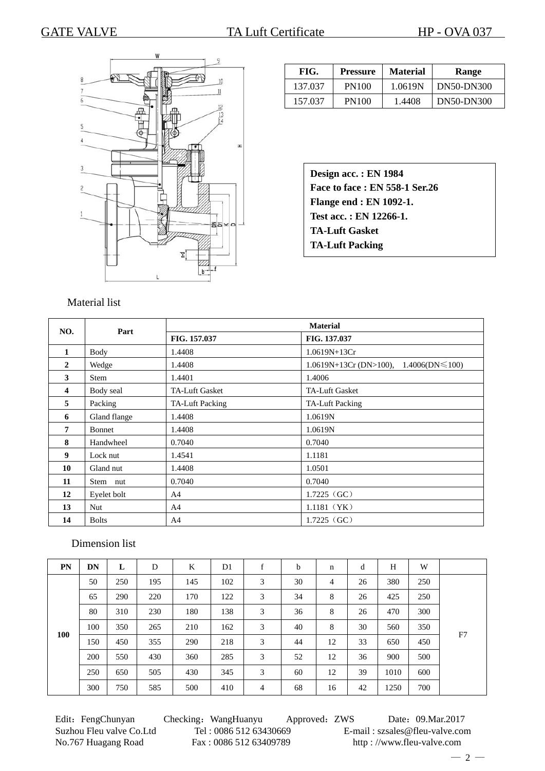GATE VALVE TA Luft Certificate HP - OVA 037

| FIG. | Pressure | Material | Range |
|---|---|---|---|
| 137.037 | PN100 | 1.0619N | DN50-DN300 |
| 157.037 | PN100 | 1.4408 | DN50-DN300 |

**Design acc. : EN 1984**
**Face to face : EN 558-1 Ser.26**
**Flange end : EN 1092-1.**
**Test acc. : EN 12266-1.**
**TA-Luft Gasket**
**TA-Luft Packing**

Material list

| NO. | Part | Material | |
|---|---|---|---|
| | | FIG. 157.037 | FIG. 137.037 |
| **1** | Body | 1.4408 | 1.0619N+13Cr |
| **2** | Wedge | 1.4408 | 1.0619N+13Cr (DN>100), 1.4006(DN≤100) |
| **3** | Stem | 1.4401 | 1.4006 |
| **4** | Body seal | TA-Luft Gasket | TA-Luft Gasket |
| **5** | Packing | TA-Luft Packing | TA-Luft Packing |
| **6** | Gland flange | 1.4408 | 1.0619N |
| **7** | Bonnet | 1.4408 | 1.0619N |
| **8** | Handwheel | 0.7040 | 0.7040 |
| **9** | Lock nut | 1.4541 | 1.1181 |
| **10** | Gland nut | 1.4408 | 1.0501 |
| **11** | Stem nut | 0.7040 | 0.7040 |
| **12** | Eyelet bolt | A4 | 1.7225（GC） |
| **13** | Nut | A4 | 1.1181（YK） |
| **14** | Bolts | A4 | 1.7225（GC） |

Dimension list

| PN | DN | L | D | K | D1 | f | b | n | d | H | W | |
|---|---|---|---|---|---|---|---|---|---|---|---|---|
| **100** | 50 | 250 | 195 | 145 | 102 | 3 | 30 | 4 | 26 | 380 | 250 | F7 |
| | 65 | 290 | 220 | 170 | 122 | 3 | 34 | 8 | 26 | 425 | 250 | |
| | 80 | 310 | 230 | 180 | 138 | 3 | 36 | 8 | 26 | 470 | 300 | |
| | 100 | 350 | 265 | 210 | 162 | 3 | 40 | 8 | 30 | 560 | 350 | |
| | 150 | 450 | 355 | 290 | 218 | 3 | 44 | 12 | 33 | 650 | 450 | |
| | 200 | 550 | 430 | 360 | 285 | 3 | 52 | 12 | 36 | 900 | 500 | |
| | 250 | 650 | 505 | 430 | 345 | 3 | 60 | 12 | 39 | 1010 | 600 | |
| | 300 | 750 | 585 | 500 | 410 | 4 | 68 | 16 | 42 | 1250 | 700 | |

Edit：FengChunyan Checking：WangHuanyu Approved：ZWS Date：09.Mar.2017
Suzhou Fleu valve Co.Ltd Tel : 0086 512 63430669 E-mail : szsales@fleu-valve.com
No.767 Huagang Road Fax : 0086 512 63409789 http : //www.fleu-valve.com